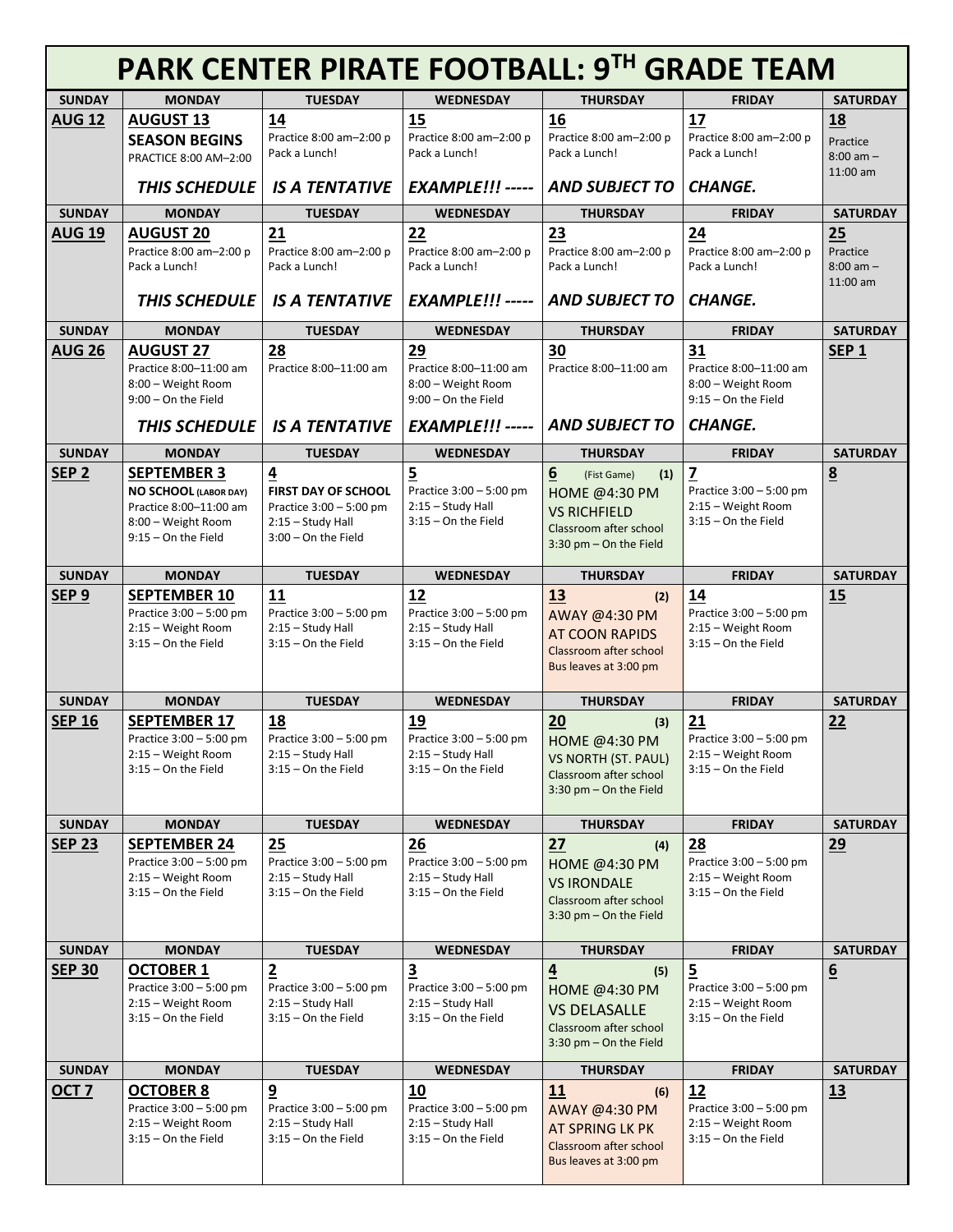# PARK CENTER PIRATE FOOTBALL: 9TH GRADE TEAM

| SUNDAY | MONDAY | TUESDAY | WEDNESDAY | THURSDAY | FRIDAY | SATURDAY |
|---|---|---|---|---|---|---|
| **AUG 12** | **AUGUST 13** **SEASON BEGINS** PRACTICE 8:00 AM–2:00 ***THIS SCHEDULE*** | **14** Practice 8:00 am–2:00 p Pack a Lunch! ***IS A TENTATIVE*** | **15** Practice 8:00 am–2:00 p Pack a Lunch! ***EXAMPLE!!! -----*** | **16** Practice 8:00 am–2:00 p Pack a Lunch! ***AND SUBJECT TO*** | **17** Practice 8:00 am–2:00 p Pack a Lunch! ***CHANGE.*** | **18** Practice 8:00 am – 11:00 am |
| **SUNDAY** | **MONDAY** | **TUESDAY** | **WEDNESDAY** | **THURSDAY** | **FRIDAY** | **SATURDAY** |
| **AUG 19** | **AUGUST 20** Practice 8:00 am–2:00 p Pack a Lunch! ***THIS SCHEDULE*** | **21** Practice 8:00 am–2:00 p Pack a Lunch! ***IS A TENTATIVE*** | **22** Practice 8:00 am–2:00 p Pack a Lunch! ***EXAMPLE!!! -----*** | **23** Practice 8:00 am–2:00 p Pack a Lunch! ***AND SUBJECT TO*** | **24** Practice 8:00 am–2:00 p Pack a Lunch! ***CHANGE.*** | **25** Practice 8:00 am – 11:00 am |
| **SUNDAY** | **MONDAY** | **TUESDAY** | **WEDNESDAY** | **THURSDAY** | **FRIDAY** | **SATURDAY** |
| **AUG 26** | **AUGUST 27** Practice 8:00–11:00 am 8:00 – Weight Room 9:00 – On the Field ***THIS SCHEDULE*** | **28** Practice 8:00–11:00 am ***IS A TENTATIVE*** | **29** Practice 8:00–11:00 am 8:00 – Weight Room 9:00 – On the Field ***EXAMPLE!!! -----*** | **30** Practice 8:00–11:00 am ***AND SUBJECT TO*** | **31** Practice 8:00–11:00 am 8:00 – Weight Room 9:15 – On the Field ***CHANGE.*** | **SEP 1** |
| **SUNDAY** | **MONDAY** | **TUESDAY** | **WEDNESDAY** | **THURSDAY** | **FRIDAY** | **SATURDAY** |
| **SEP 2** | **SEPTEMBER 3** **NO SCHOOL (LABOR DAY)** Practice 8:00–11:00 am 8:00 – Weight Room 9:15 – On the Field | **4** **FIRST DAY OF SCHOOL** Practice 3:00 – 5:00 pm 2:15 – Study Hall 3:00 – On the Field | **5** Practice 3:00 – 5:00 pm 2:15 – Study Hall 3:15 – On the Field | **6** (Fist Game) **(1)** HOME @4:30 PM VS RICHFIELD Classroom after school 3:30 pm – On the Field | **7** Practice 3:00 – 5:00 pm 2:15 – Weight Room 3:15 – On the Field | **8** |
| **SUNDAY** | **MONDAY** | **TUESDAY** | **WEDNESDAY** | **THURSDAY** | **FRIDAY** | **SATURDAY** |
| **SEP 9** | **SEPTEMBER 10** Practice 3:00 – 5:00 pm 2:15 – Weight Room 3:15 – On the Field | **11** Practice 3:00 – 5:00 pm 2:15 – Study Hall 3:15 – On the Field | **12** Practice 3:00 – 5:00 pm 2:15 – Study Hall 3:15 – On the Field | **13** **(2)** AWAY @4:30 PM AT COON RAPIDS Classroom after school Bus leaves at 3:00 pm | **14** Practice 3:00 – 5:00 pm 2:15 – Weight Room 3:15 – On the Field | **15** |
| **SUNDAY** | **MONDAY** | **TUESDAY** | **WEDNESDAY** | **THURSDAY** | **FRIDAY** | **SATURDAY** |
| **SEP 16** | **SEPTEMBER 17** Practice 3:00 – 5:00 pm 2:15 – Weight Room 3:15 – On the Field | **18** Practice 3:00 – 5:00 pm 2:15 – Study Hall 3:15 – On the Field | **19** Practice 3:00 – 5:00 pm 2:15 – Study Hall 3:15 – On the Field | **20** **(3)** HOME @4:30 PM VS NORTH (ST. PAUL) Classroom after school 3:30 pm – On the Field | **21** Practice 3:00 – 5:00 pm 2:15 – Weight Room 3:15 – On the Field | **22** |
| **SUNDAY** | **MONDAY** | **TUESDAY** | **WEDNESDAY** | **THURSDAY** | **FRIDAY** | **SATURDAY** |
| **SEP 23** | **SEPTEMBER 24** Practice 3:00 – 5:00 pm 2:15 – Weight Room 3:15 – On the Field | **25** Practice 3:00 – 5:00 pm 2:15 – Study Hall 3:15 – On the Field | **26** Practice 3:00 – 5:00 pm 2:15 – Study Hall 3:15 – On the Field | **27** **(4)** HOME @4:30 PM VS IRONDALE Classroom after school 3:30 pm – On the Field | **28** Practice 3:00 – 5:00 pm 2:15 – Weight Room 3:15 – On the Field | **29** |
| **SUNDAY** | **MONDAY** | **TUESDAY** | **WEDNESDAY** | **THURSDAY** | **FRIDAY** | **SATURDAY** |
| **SEP 30** | **OCTOBER 1** Practice 3:00 – 5:00 pm 2:15 – Weight Room 3:15 – On the Field | **2** Practice 3:00 – 5:00 pm 2:15 – Study Hall 3:15 – On the Field | **3** Practice 3:00 – 5:00 pm 2:15 – Study Hall 3:15 – On the Field | **4** **(5)** HOME @4:30 PM VS DELASALLE Classroom after school 3:30 pm – On the Field | **5** Practice 3:00 – 5:00 pm 2:15 – Weight Room 3:15 – On the Field | **6** |
| **SUNDAY** | **MONDAY** | **TUESDAY** | **WEDNESDAY** | **THURSDAY** | **FRIDAY** | **SATURDAY** |
| **OCT 7** | **OCTOBER 8** Practice 3:00 – 5:00 pm 2:15 – Weight Room 3:15 – On the Field | **9** Practice 3:00 – 5:00 pm 2:15 – Study Hall 3:15 – On the Field | **10** Practice 3:00 – 5:00 pm 2:15 – Study Hall 3:15 – On the Field | **11** **(6)** AWAY @4:30 PM AT SPRING LK PK Classroom after school Bus leaves at 3:00 pm | **12** Practice 3:00 – 5:00 pm 2:15 – Weight Room 3:15 – On the Field | **13** |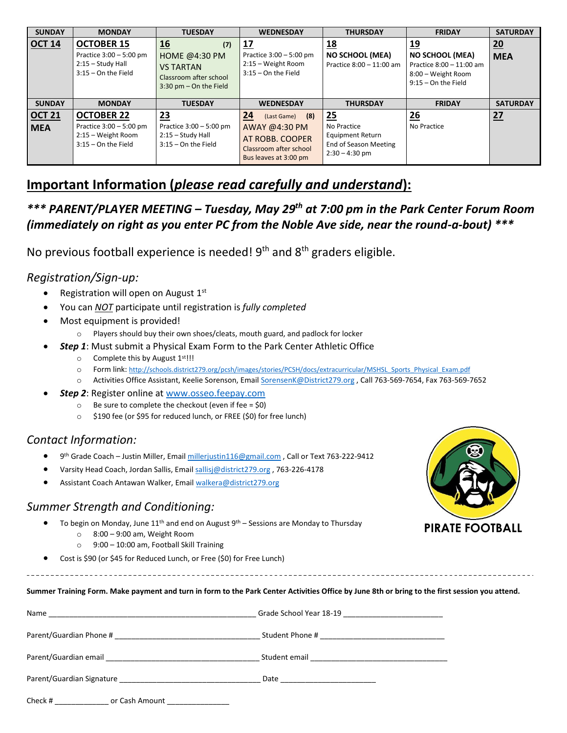| SUNDAY | MONDAY | TUESDAY | WEDNESDAY | THURSDAY | FRIDAY | SATURDAY |
|---|---|---|---|---|---|---|
| **OCT 14** | **OCTOBER 15** Practice 3:00 – 5:00 pm 2:15 – Study Hall 3:15 – On the Field | **16** **(7)** HOME @4:30 PM VS TARTAN Classroom after school 3:30 pm – On the Field | **17** Practice 3:00 – 5:00 pm 2:15 – Weight Room 3:15 – On the Field | **18** **NO SCHOOL (MEA)** Practice 8:00 – 11:00 am | **19** **NO SCHOOL (MEA)** Practice 8:00 – 11:00 am 8:00 – Weight Room 9:15 – On the Field | **20** **MEA** |
| **SUNDAY** | **MONDAY** | **TUESDAY** | **WEDNESDAY** | **THURSDAY** | **FRIDAY** | **SATURDAY** |
| **OCT 21** **MEA** | **OCTOBER 22** Practice 3:00 – 5:00 pm 2:15 – Weight Room 3:15 – On the Field | **23** Practice 3:00 – 5:00 pm 2:15 – Study Hall 3:15 – On the Field | **24** (Last Game) **(8)** AWAY @4:30 PM AT ROBB. COOPER Classroom after school Bus leaves at 3:00 pm | **25** No Practice Equipment Return End of Season Meeting 2:30 – 4:30 pm | **26** No Practice | **27** |

## Important Information (*please read carefully and understand*):

***\*\*\* PARENT/PLAYER MEETING – Tuesday, May 29th at 7:00 pm in the Park Center Forum Room (immediately on right as you enter PC from the Noble Ave side, near the round-a-bout) \*\*\****

No previous football experience is needed! 9th and 8th graders eligible.

### *Registration/Sign-up:*

- Registration will open on August 1st
- You can ***NOT*** participate until registration is *fully completed*
- Most equipment is provided!
  - Players should buy their own shoes/cleats, mouth guard, and padlock for locker
- ***Step 1***: Must submit a Physical Exam Form to the Park Center Athletic Office
  - Complete this by August 1st!!!
  - Form link: http://schools.district279.org/pcsh/images/stories/PCSH/docs/extracurricular/MSHSL_Sports_Physical_Exam.pdf
  - Activities Office Assistant, Keelie Sorenson, Email SorensenK@District279.org , Call 763-569-7654, Fax 763-569-7652
- ***Step 2***: Register online at www.osseo.feepay.com
  - Be sure to complete the checkout (even if fee = $0)
  - $190 fee (or $95 for reduced lunch, or FREE ($0) for free lunch)

### *Contact Information:*

- 9th Grade Coach – Justin Miller, Email millerjustin116@gmail.com , Call or Text 763-222-9412
- Varsity Head Coach, Jordan Sallis, Email sallisj@district279.org , 763-226-4178
- Assistant Coach Antawan Walker, Email walkera@district279.org

**PIRATE FOOTBALL**

### *Summer Strength and Conditioning:*

- To begin on Monday, June 11th and end on August 9th – Sessions are Monday to Thursday
  - 8:00 – 9:00 am, Weight Room
  - 9:00 – 10:00 am, Football Skill Training
- Cost is $90 (or $45 for Reduced Lunch, or Free ($0) for Free Lunch)

---

**Summer Training Form. Make payment and turn in form to the Park Center Activities Office by June 8th or bring to the first session you attend.**

Name ________________________________________________ Grade School Year 18-19 ______________________

Parent/Guardian Phone # ________________________________ Student Phone # ____________________________

Parent/Guardian email __________________________________ Student email _______________________________

Parent/Guardian Signature _______________________________ Date _____________________

Check # ____________ or Cash Amount ______________